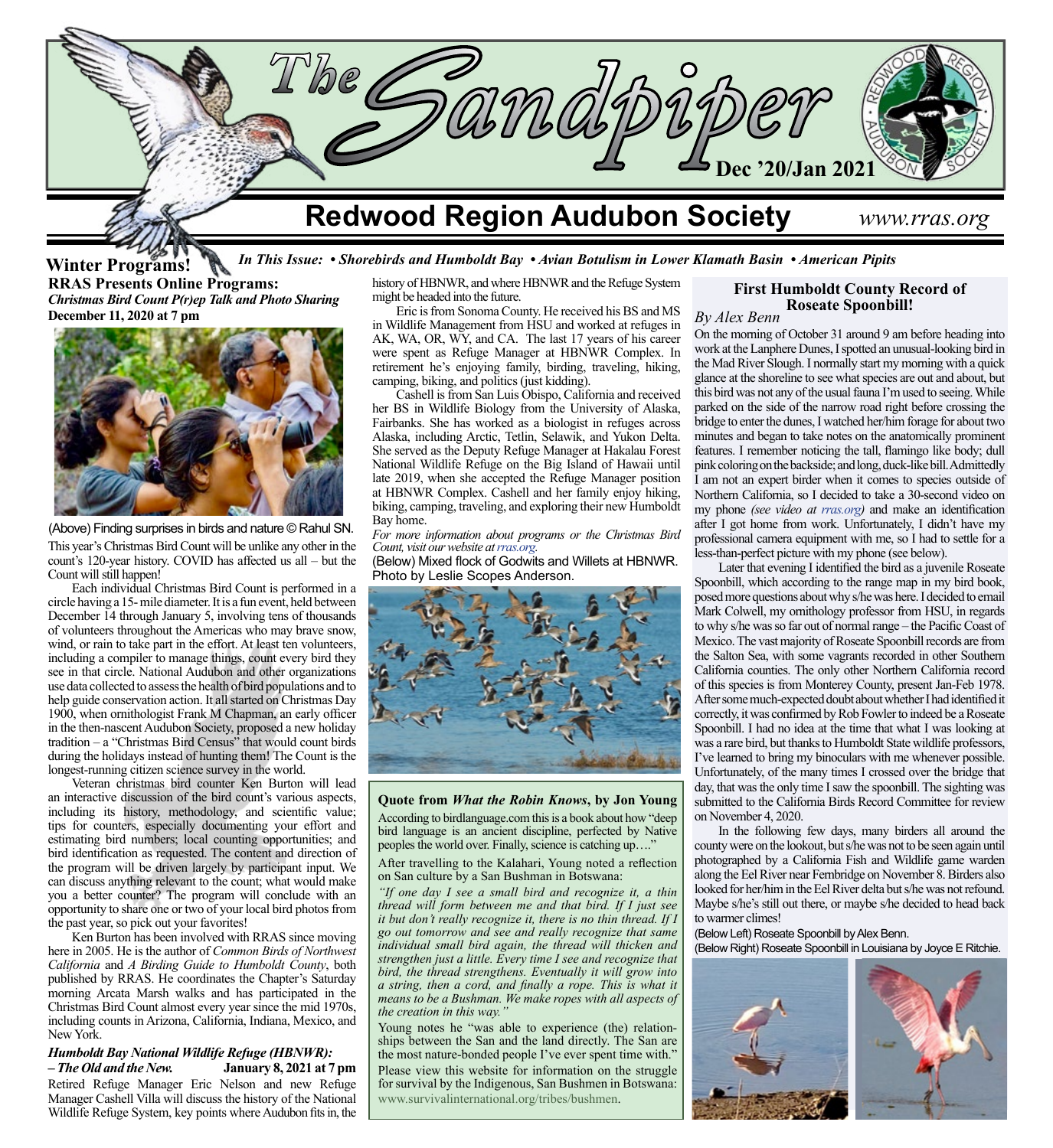# The Sandpiper

**Dec '20/Jan 2021**

## Redwood Region Audubon Society

*www.rras.org*

*In This Issue: • Shorebirds and Humboldt Bay • Avian Botulism in Lower Klamath Basin • American Pipits*

## Winter Programs!

### RRAS Presents Online Programs:

***Christmas Bird Count P(r)ep Talk and Photo Sharing***
**December 11, 2020 at 7 pm**

(Above) Finding surprises in birds and nature © Rahul SN.

This year's Christmas Bird Count will be unlike any other in the count's 120-year history. COVID has affected us all – but the Count will still happen!

Each individual Christmas Bird Count is performed in a circle having a 15-mile diameter. It is a fun event, held between December 14 through January 5, involving tens of thousands of volunteers throughout the Americas who may brave snow, wind, or rain to take part in the effort. At least ten volunteers, including a compiler to manage things, count every bird they see in that circle. National Audubon and other organizations use data collected to assess the health of bird populations and to help guide conservation action. It all started on Christmas Day 1900, when ornithologist Frank M Chapman, an early officer in the then-nascent Audubon Society, proposed a new holiday tradition – a "Christmas Bird Census" that would count birds during the holidays instead of hunting them! The Count is the longest-running citizen science survey in the world.

Veteran christmas bird counter Ken Burton will lead an interactive discussion of the bird count's various aspects, including its history, methodology, and scientific value; tips for counters, especially documenting your effort and estimating bird numbers; local counting opportunities; and bird identification as requested. The content and direction of the program will be driven largely by participant input. We can discuss anything relevant to the count; what would make you a better counter? The program will conclude with an opportunity to share one or two of your local bird photos from the past year, so pick out your favorites!

Ken Burton has been involved with RRAS since moving here in 2005. He is the author of *Common Birds of Northwest California* and *A Birding Guide to Humboldt County*, both published by RRAS. He coordinates the Chapter's Saturday morning Arcata Marsh walks and has participated in the Christmas Bird Count almost every year since the mid 1970s, including counts in Arizona, California, Indiana, Mexico, and New York.

***Humboldt Bay National Wildlife Refuge (HBNWR): – The Old and the New.*** **January 8, 2021 at 7 pm**

Retired Refuge Manager Eric Nelson and new Refuge Manager Cashell Villa will discuss the history of the National Wildlife Refuge System, key points where Audubon fits in, the history of HBNWR, and where HBNWR and the Refuge System might be headed into the future.

Eric is from Sonoma County. He received his BS and MS in Wildlife Management from HSU and worked at refuges in AK, WA, OR, WY, and CA. The last 17 years of his career were spent as Refuge Manager at HBNWR Complex. In retirement he's enjoying family, birding, traveling, hiking, camping, biking, and politics (just kidding).

Cashell is from San Luis Obispo, California and received her BS in Wildlife Biology from the University of Alaska, Fairbanks. She has worked as a biologist in refuges across Alaska, including Arctic, Tetlin, Selawik, and Yukon Delta. She served as the Deputy Refuge Manager at Hakalau Forest National Wildlife Refuge on the Big Island of Hawaii until late 2019, when she accepted the Refuge Manager position at HBNWR Complex. Cashell and her family enjoy hiking, biking, camping, traveling, and exploring their new Humboldt Bay home.

*For more information about programs or the Christmas Bird Count, visit our website at rras.org.*

(Below) Mixed flock of Godwits and Willets at HBNWR. Photo by Leslie Scopes Anderson.

### Quote from *What the Robin Knows*, by Jon Young

According to birdlanguage.com this is a book about how "deep bird language is an ancient discipline, perfected by Native peoples the world over. Finally, science is catching up…."

After travelling to the Kalahari, Young noted a reflection on San culture by a San Bushman in Botswana:

*"If one day I see a small bird and recognize it, a thin thread will form between me and that bird. If I just see it but don't really recognize it, there is no thin thread. If I go out tomorrow and see and really recognize that same individual small bird again, the thread will thicken and strengthen just a little. Every time I see and recognize that bird, the thread strengthens. Eventually it will grow into a string, then a cord, and finally a rope. This is what it means to be a Bushman. We make ropes with all aspects of the creation in this way."*

Young notes he "was able to experience (the) relationships between the San and the land directly. The San are the most nature-bonded people I've ever spent time with."

Please view this website for information on the struggle for survival by the Indigenous, San Bushmen in Botswana: www.survivalinternational.org/tribes/bushmen.

### First Humboldt County Record of Roseate Spoonbill!

*By Alex Benn*

On the morning of October 31 around 9 am before heading into work at the Lanphere Dunes, I spotted an unusual-looking bird in the Mad River Slough. I normally start my morning with a quick glance at the shoreline to see what species are out and about, but this bird was not any of the usual fauna I'm used to seeing. While parked on the side of the narrow road right before crossing the bridge to enter the dunes, I watched her/him forage for about two minutes and began to take notes on the anatomically prominent features. I remember noticing the tall, flamingo like body; dull pink coloring on the backside; and long, duck-like bill. Admittedly I am not an expert birder when it comes to species outside of Northern California, so I decided to take a 30-second video on my phone *(see video at rras.org)* and make an identification after I got home from work. Unfortunately, I didn't have my professional camera equipment with me, so I had to settle for a less-than-perfect picture with my phone (see below).

Later that evening I identified the bird as a juvenile Roseate Spoonbill, which according to the range map in my bird book, posed more questions about why s/he was here. I decided to email Mark Colwell, my ornithology professor from HSU, in regards to why s/he was so far out of normal range – the Pacific Coast of Mexico. The vast majority of Roseate Spoonbill records are from the Salton Sea, with some vagrants recorded in other Southern California counties. The only other Northern California record of this species is from Monterey County, present Jan-Feb 1978. After some much-expected doubt about whether I had identified it correctly, it was confirmed by Rob Fowler to indeed be a Roseate Spoonbill. I had no idea at the time that what I was looking at was a rare bird, but thanks to Humboldt State wildlife professors, I've learned to bring my binoculars with me whenever possible. Unfortunately, of the many times I crossed over the bridge that day, that was the only time I saw the spoonbill. The sighting was submitted to the California Birds Record Committee for review on November 4, 2020.

In the following few days, many birders all around the county were on the lookout, but s/he was not to be seen again until photographed by a California Fish and Wildlife game warden along the Eel River near Fernbridge on November 8. Birders also looked for her/him in the Eel River delta but s/he was not refound. Maybe s/he's still out there, or maybe s/he decided to head back to warmer climes!

(Below Left) Roseate Spoonbill by Alex Benn.
(Below Right) Roseate Spoonbill in Louisiana by Joyce E Ritchie.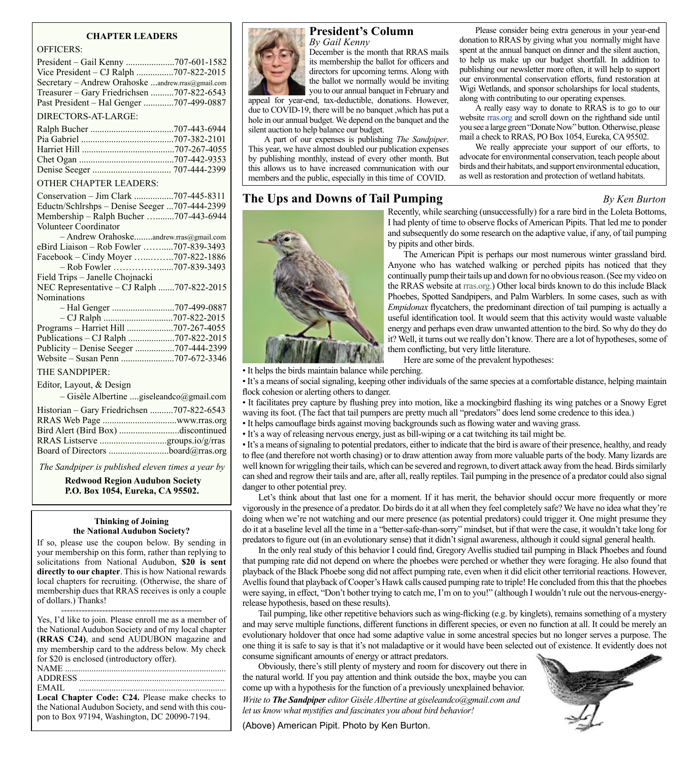**CHAPTER LEADERS**

OFFICERS:

President – Gail Kenny ....................707-601-1582
Vice President – CJ Ralph ................707-822-2015
Secretary – Andrew Orahoske ...andrew.rras@gmail.com
Treasurer – Gary Friedrichsen ..........707-822-6543
Past President – Hal Genger ............707-499-0887

DIRECTORS-AT-LARGE:

Ralph Bucher ....................................707-443-6944
Pia Gabriel ........................................707-382-2101
Harriet Hill ........................................707-267-4055
Chet Ogan .........................................707-442-9353
Denise Seeger .................................. 707-444-2399

OTHER CHAPTER LEADERS:

Conservation – Jim Clark .................707-445-8311
Eductn/Schlrshps – Denise Seeger ...707-444-2399
Membership – Ralph Bucher …........707-443-6944
Volunteer Coordinator
– Andrew Orahoske........andrew.rras@gmail.com
eBird Liaison – Rob Fowler ……......707-839-3493
Facebook – Cindy Moyer …...……...707-822-1886
– Rob Fowler ……………......707-839-3493
Field Trips – Janelle Chojnacki
NEC Representative – CJ Ralph .......707-822-2015
Nominations
– Hal Genger ...........................707-499-0887
– CJ Ralph ..............................707-822-2015
Programs – Harriet Hill ....................707-267-4055
Publications – CJ Ralph ....................707-822-2015
Publicity – Denise Seeger .................707-444-2399
Website – Susan Penn .......................707-672-3346

THE SANDPIPER:

Editor, Layout, & Design
– Gisèle Albertine ....giseleandco@gmail.com

Historian – Gary Friedrichsen ..........707-822-6543
RRAS Web Page ................................www.rras.org
Bird Alert (Bird Box) ..........................discontinued
RRAS Listserve .............................groups.io/g/rras
Board of Directors ..........................board@rras.org

*The Sandpiper is published eleven times a year by*

**Redwood Region Audubon Society**
**P.O. Box 1054, Eureka, CA 95502.**

**Thinking of Joining the National Audubon Society?**

If so, please use the coupon below. By sending in your membership on this form, rather than replying to solicitations from National Audubon, **$20 is sent directly to our chapter**. This is how National rewards local chapters for recruiting. (Otherwise, the share of membership dues that RRAS receives is only a couple of dollars.) Thanks!

------------------------------------------------

Yes, I'd like to join. Please enroll me as a member of the National Audubon Society and of my local chapter **(RRAS C24)**, and send AUDUBON magazine and my membership card to the address below. My check for $20 is enclosed (introductory offer).

NAME .......................................................................
ADDRESS .................................................................
EMAIL .....................................................................

**Local Chapter Code: C24.** Please make checks to the National Audubon Society, and send with this coupon to Box 97194, Washington, DC 20090-7194.

## President's Column

*By Gail Kenny*

December is the month that RRAS mails its membership the ballot for officers and directors for upcoming terms. Along with the ballot we normally would be inviting you to our annual banquet in February and appeal for year-end, tax-deductible, donations. However, due to COVID-19, there will be no banquet ,which has put a hole in our annual budget. We depend on the banquet and the silent auction to help balance our budget.

A part of our expenses is publishing *The Sandpiper*. This year, we have almost doubled our publication expenses by publishing monthly, instead of every other month. But this allows us to have increased communication with our members and the public, especially in this time of COVID.

Please consider being extra generous in your year-end donation to RRAS by giving what you normally might have spent at the annual banquet on dinner and the silent auction, to help us make up our budget shortfall. In addition to publishing our newsletter more often, it will help to support our environmental conservation efforts, fund restoration at Wigi Wetlands, and sponsor scholarships for local students, along with contributing to our operating expenses.

A really easy way to donate to RRAS is to go to our website rras.org and scroll down on the righthand side until you see a large green "Donate Now" button. Otherwise, please mail a check to RRAS, PO Box 1054, Eureka, CA 95502.

We really appreciate your support of our efforts, to advocate for environmental conservation, teach people about birds and their habitats, and support environmental education, as well as restoration and protection of wetland habitats.

## The Ups and Downs of Tail Pumping

*By Ken Burton*

Recently, while searching (unsuccessfully) for a rare bird in the Loleta Bottoms, I had plenty of time to observe flocks of American Pipits. That led me to ponder and subsequently do some research on the adaptive value, if any, of tail pumping by pipits and other birds.

The American Pipit is perhaps our most numerous winter grassland bird. Anyone who has watched walking or perched pipits has noticed that they continually pump their tails up and down for no obvious reason. (See my video on the RRAS website at rras.org.) Other local birds known to do this include Black Phoebes, Spotted Sandpipers, and Palm Warblers. In some cases, such as with *Empidonax* flycatchers, the predominant direction of tail pumping is actually a useful identification tool. It would seem that this activity would waste valuable energy and perhaps even draw unwanted attention to the bird. So why do they do it? Well, it turns out we really don't know. There are a lot of hypotheses, some of them conflicting, but very little literature.

Here are some of the prevalent hypotheses:

- It helps the birds maintain balance while perching.
- It's a means of social signaling, keeping other individuals of the same species at a comfortable distance, helping maintain flock cohesion or alerting others to danger.
- It facilitates prey capture by flushing prey into motion, like a mockingbird flashing its wing patches or a Snowy Egret waving its foot. (The fact that tail pumpers are pretty much all "predators" does lend some credence to this idea.)
- It helps camouflage birds against moving backgrounds such as flowing water and waving grass.
- It's a way of releasing nervous energy, just as bill-wiping or a cat twitching its tail might be.
- It's a means of signaling to potential predators, either to indicate that the bird is aware of their presence, healthy, and ready to flee (and therefore not worth chasing) or to draw attention away from more valuable parts of the body. Many lizards are well known for wriggling their tails, which can be severed and regrown, to divert attack away from the head. Birds similarly can shed and regrow their tails and are, after all, really reptiles. Tail pumping in the presence of a predator could also signal danger to other potential prey.

Let's think about that last one for a moment. If it has merit, the behavior should occur more frequently or more vigorously in the presence of a predator. Do birds do it at all when they feel completely safe? We have no idea what they're doing when we're not watching and our mere presence (as potential predators) could trigger it. One might presume they do it at a baseline level all the time in a "better-safe-than-sorry" mindset, but if that were the case, it wouldn't take long for predators to figure out (in an evolutionary sense) that it didn't signal awareness, although it could signal general health.

In the only real study of this behavior I could find, Gregory Avellis studied tail pumping in Black Phoebes and found that pumping rate did not depend on where the phoebes were perched or whether they were foraging. He also found that playback of the Black Phoebe song did not affect pumping rate, even when it did elicit other territorial reactions. However, Avellis found that playback of Cooper's Hawk calls caused pumping rate to triple! He concluded from this that the phoebes were saying, in effect, "Don't bother trying to catch me, I'm on to you!" (although I wouldn't rule out the nervous-energy-release hypothesis, based on these results).

Tail pumping, like other repetitive behaviors such as wing-flicking (e.g. by kinglets), remains something of a mystery and may serve multiple functions, different functions in different species, or even no function at all. It could be merely an evolutionary holdover that once had some adaptive value in some ancestral species but no longer serves a purpose. The one thing it is safe to say is that it's not maladaptive or it would have been selected out of existence. It evidently does not consume significant amounts of energy or attract predators.

Obviously, there's still plenty of mystery and room for discovery out there in the natural world. If you pay attention and think outside the box, maybe you can come up with a hypothesis for the function of a previously unexplained behavior.

*Write to **The Sandpiper** editor Gisèle Albertine at giseleandco@gmail.com and let us know what mystifies and fascinates you about bird behavior!*

(Above) American Pipit. Photo by Ken Burton.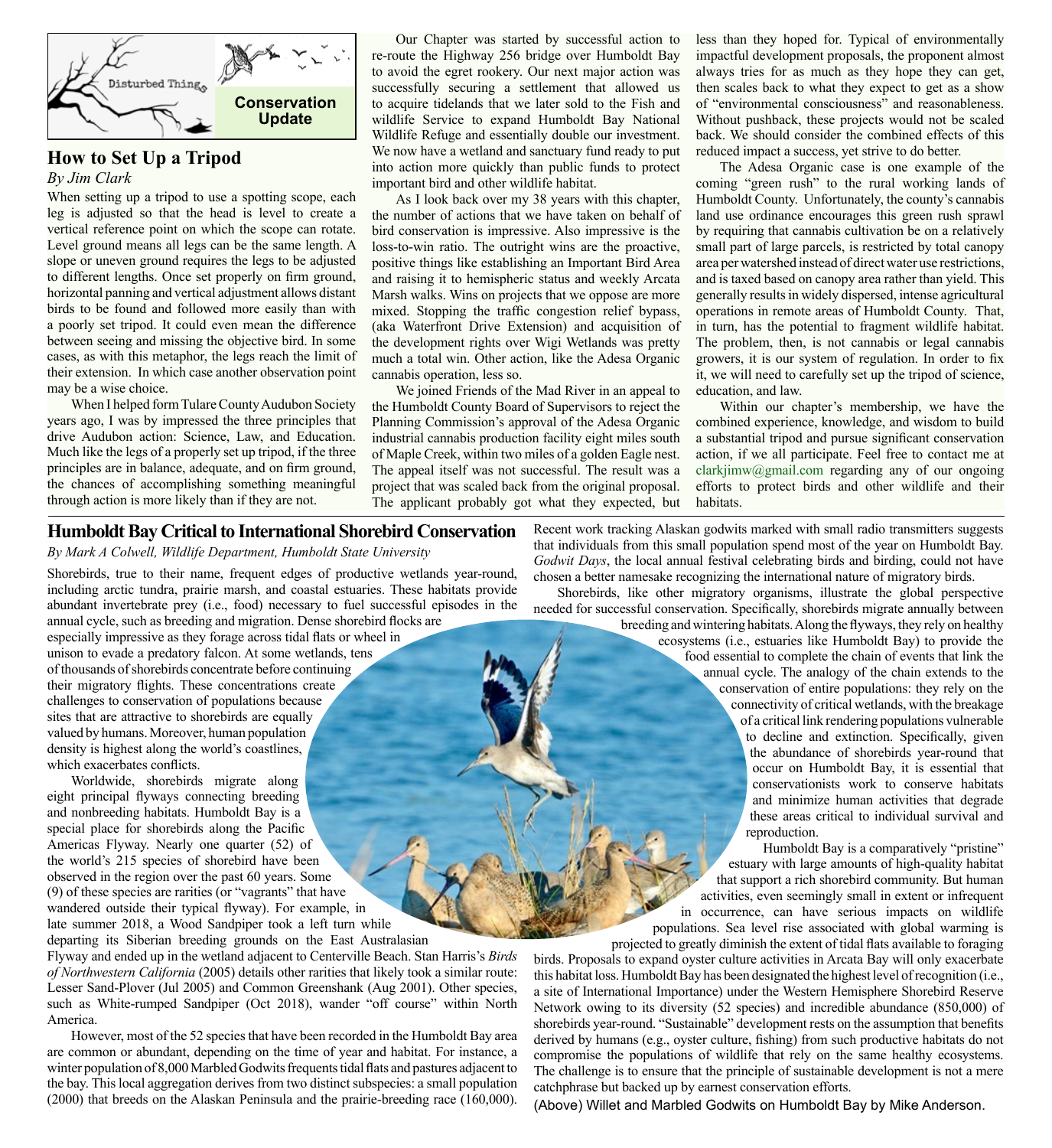Disturbed Things

**Conservation Update**

## How to Set Up a Tripod

*By Jim Clark*

When setting up a tripod to use a spotting scope, each leg is adjusted so that the head is level to create a vertical reference point on which the scope can rotate. Level ground means all legs can be the same length. A slope or uneven ground requires the legs to be adjusted to different lengths. Once set properly on firm ground, horizontal panning and vertical adjustment allows distant birds to be found and followed more easily than with a poorly set tripod. It could even mean the difference between seeing and missing the objective bird. In some cases, as with this metaphor, the legs reach the limit of their extension. In which case another observation point may be a wise choice.

When I helped form Tulare County Audubon Society years ago, I was by impressed the three principles that drive Audubon action: Science, Law, and Education. Much like the legs of a properly set up tripod, if the three principles are in balance, adequate, and on firm ground, the chances of accomplishing something meaningful through action is more likely than if they are not.

Our Chapter was started by successful action to re-route the Highway 256 bridge over Humboldt Bay to avoid the egret rookery. Our next major action was successfully securing a settlement that allowed us to acquire tidelands that we later sold to the Fish and wildlife Service to expand Humboldt Bay National Wildlife Refuge and essentially double our investment. We now have a wetland and sanctuary fund ready to put into action more quickly than public funds to protect important bird and other wildlife habitat.

As I look back over my 38 years with this chapter, the number of actions that we have taken on behalf of bird conservation is impressive. Also impressive is the loss-to-win ratio. The outright wins are the proactive, positive things like establishing an Important Bird Area and raising it to hemispheric status and weekly Arcata Marsh walks. Wins on projects that we oppose are more mixed. Stopping the traffic congestion relief bypass, (aka Waterfront Drive Extension) and acquisition of the development rights over Wigi Wetlands was pretty much a total win. Other action, like the Adesa Organic cannabis operation, less so.

We joined Friends of the Mad River in an appeal to the Humboldt County Board of Supervisors to reject the Planning Commission's approval of the Adesa Organic industrial cannabis production facility eight miles south of Maple Creek, within two miles of a golden Eagle nest. The appeal itself was not successful. The result was a project that was scaled back from the original proposal. The applicant probably got what they expected, but less than they hoped for. Typical of environmentally impactful development proposals, the proponent almost always tries for as much as they hope they can get, then scales back to what they expect to get as a show of "environmental consciousness" and reasonableness. Without pushback, these projects would not be scaled back. We should consider the combined effects of this reduced impact a success, yet strive to do better.

The Adesa Organic case is one example of the coming "green rush" to the rural working lands of Humboldt County. Unfortunately, the county's cannabis land use ordinance encourages this green rush sprawl by requiring that cannabis cultivation be on a relatively small part of large parcels, is restricted by total canopy area per watershed instead of direct water use restrictions, and is taxed based on canopy area rather than yield. This generally results in widely dispersed, intense agricultural operations in remote areas of Humboldt County. That, in turn, has the potential to fragment wildlife habitat. The problem, then, is not cannabis or legal cannabis growers, it is our system of regulation. In order to fix it, we will need to carefully set up the tripod of science, education, and law.

Within our chapter's membership, we have the combined experience, knowledge, and wisdom to build a substantial tripod and pursue significant conservation action, if we all participate. Feel free to contact me at clarkjimw@gmail.com regarding any of our ongoing efforts to protect birds and other wildlife and their habitats.

## Humboldt Bay Critical to International Shorebird Conservation

*By Mark A Colwell, Wildlife Department, Humboldt State University*

Shorebirds, true to their name, frequent edges of productive wetlands year-round, including arctic tundra, prairie marsh, and coastal estuaries. These habitats provide abundant invertebrate prey (i.e., food) necessary to fuel successful episodes in the annual cycle, such as breeding and migration. Dense shorebird flocks are especially impressive as they forage across tidal flats or wheel in unison to evade a predatory falcon. At some wetlands, tens of thousands of shorebirds concentrate before continuing their migratory flights. These concentrations create challenges to conservation of populations because sites that are attractive to shorebirds are equally valued by humans. Moreover, human population density is highest along the world's coastlines, which exacerbates conflicts.

Worldwide, shorebirds migrate along eight principal flyways connecting breeding and nonbreeding habitats. Humboldt Bay is a special place for shorebirds along the Pacific Americas Flyway. Nearly one quarter (52) of the world's 215 species of shorebird have been observed in the region over the past 60 years. Some (9) of these species are rarities (or "vagrants" that have wandered outside their typical flyway). For example, in late summer 2018, a Wood Sandpiper took a left turn while departing its Siberian breeding grounds on the East Australasian Flyway and ended up in the wetland adjacent to Centerville Beach. Stan Harris's *Birds of Northwestern California* (2005) details other rarities that likely took a similar route: Lesser Sand-Plover (Jul 2005) and Common Greenshank (Aug 2001). Other species, such as White-rumped Sandpiper (Oct 2018), wander "off course" within North America.

However, most of the 52 species that have been recorded in the Humboldt Bay area are common or abundant, depending on the time of year and habitat. For instance, a winter population of 8,000 Marbled Godwits frequents tidal flats and pastures adjacent to the bay. This local aggregation derives from two distinct subspecies: a small population (2000) that breeds on the Alaskan Peninsula and the prairie-breeding race (160,000). Recent work tracking Alaskan godwits marked with small radio transmitters suggests that individuals from this small population spend most of the year on Humboldt Bay. *Godwit Days*, the local annual festival celebrating birds and birding, could not have chosen a better namesake recognizing the international nature of migratory birds.

Shorebirds, like other migratory organisms, illustrate the global perspective needed for successful conservation. Specifically, shorebirds migrate annually between breeding and wintering habitats. Along the flyways, they rely on healthy ecosystems (i.e., estuaries like Humboldt Bay) to provide the food essential to complete the chain of events that link the annual cycle. The analogy of the chain extends to the conservation of entire populations: they rely on the connectivity of critical wetlands, with the breakage of a critical link rendering populations vulnerable to decline and extinction. Specifically, given the abundance of shorebirds year-round that occur on Humboldt Bay, it is essential that conservationists work to conserve habitats and minimize human activities that degrade these areas critical to individual survival and reproduction.

Humboldt Bay is a comparatively "pristine" estuary with large amounts of high-quality habitat that support a rich shorebird community. But human activities, even seemingly small in extent or infrequent in occurrence, can have serious impacts on wildlife populations. Sea level rise associated with global warming is projected to greatly diminish the extent of tidal flats available to foraging birds. Proposals to expand oyster culture activities in Arcata Bay will only exacerbate this habitat loss. Humboldt Bay has been designated the highest level of recognition (i.e., a site of International Importance) under the Western Hemisphere Shorebird Reserve Network owing to its diversity (52 species) and incredible abundance (850,000) of shorebirds year-round. "Sustainable" development rests on the assumption that benefits derived by humans (e.g., oyster culture, fishing) from such productive habitats do not compromise the populations of wildlife that rely on the same healthy ecosystems. The challenge is to ensure that the principle of sustainable development is not a mere catchphrase but backed up by earnest conservation efforts.

(Above) Willet and Marbled Godwits on Humboldt Bay by Mike Anderson.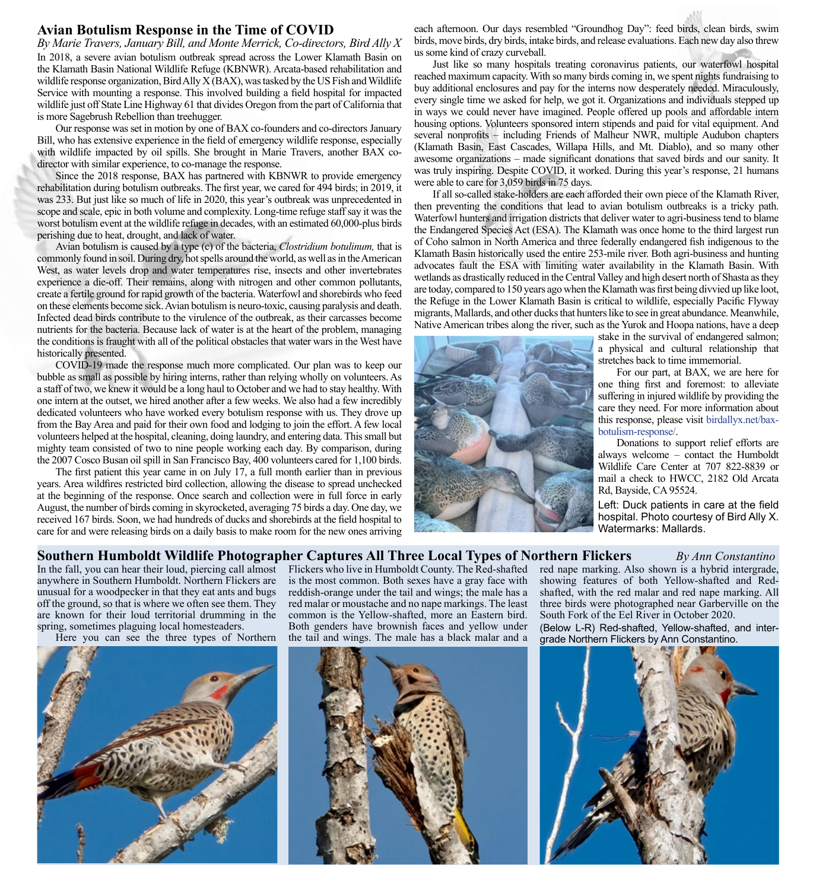## Avian Botulism Response in the Time of COVID

*By Marie Travers, January Bill, and Monte Merrick, Co-directors, Bird Ally X*

In 2018, a severe avian botulism outbreak spread across the Lower Klamath Basin on the Klamath Basin National Wildlife Refuge (KBNWR). Arcata-based rehabilitation and wildlife response organization, Bird Ally X (BAX), was tasked by the US Fish and Wildlife Service with mounting a response. This involved building a field hospital for impacted wildlife just off State Line Highway 61 that divides Oregon from the part of California that is more Sagebrush Rebellion than treehugger.

Our response was set in motion by one of BAX co-founders and co-directors January Bill, who has extensive experience in the field of emergency wildlife response, especially with wildlife impacted by oil spills. She brought in Marie Travers, another BAX co-director with similar experience, to co-manage the response.

Since the 2018 response, BAX has partnered with KBNWR to provide emergency rehabilitation during botulism outbreaks. The first year, we cared for 494 birds; in 2019, it was 233. But just like so much of life in 2020, this year's outbreak was unprecedented in scope and scale, epic in both volume and complexity. Long-time refuge staff say it was the worst botulism event at the wildlife refuge in decades, with an estimated 60,000-plus birds perishing due to heat, drought, and lack of water.

Avian botulism is caused by a type (c) of the bacteria, *Clostridium botulinum,* that is commonly found in soil. During dry, hot spells around the world, as well as in the American West, as water levels drop and water temperatures rise, insects and other invertebrates experience a die-off. Their remains, along with nitrogen and other common pollutants, create a fertile ground for rapid growth of the bacteria. Waterfowl and shorebirds who feed on these elements become sick. Avian botulism is neuro-toxic, causing paralysis and death. Infected dead birds contribute to the virulence of the outbreak, as their carcasses become nutrients for the bacteria. Because lack of water is at the heart of the problem, managing the conditions is fraught with all of the political obstacles that water wars in the West have historically presented.

COVID-19 made the response much more complicated. Our plan was to keep our bubble as small as possible by hiring interns, rather than relying wholly on volunteers. As a staff of two, we knew it would be a long haul to October and we had to stay healthy. With one intern at the outset, we hired another after a few weeks. We also had a few incredibly dedicated volunteers who have worked every botulism response with us. They drove up from the Bay Area and paid for their own food and lodging to join the effort. A few local volunteers helped at the hospital, cleaning, doing laundry, and entering data. This small but mighty team consisted of two to nine people working each day. By comparison, during the 2007 Cosco Busan oil spill in San Francisco Bay, 400 volunteers cared for 1,100 birds.

The first patient this year came in on July 17, a full month earlier than in previous years. Area wildfires restricted bird collection, allowing the disease to spread unchecked at the beginning of the response. Once search and collection were in full force in early August, the number of birds coming in skyrocketed, averaging 75 birds a day. One day, we received 167 birds. Soon, we had hundreds of ducks and shorebirds at the field hospital to care for and were releasing birds on a daily basis to make room for the new ones arriving each afternoon. Our days resembled "Groundhog Day": feed birds, clean birds, swim birds, move birds, dry birds, intake birds, and release evaluations. Each new day also threw us some kind of crazy curveball.

Just like so many hospitals treating coronavirus patients, our waterfowl hospital reached maximum capacity. With so many birds coming in, we spent nights fundraising to buy additional enclosures and pay for the interns now desperately needed. Miraculously, every single time we asked for help, we got it. Organizations and individuals stepped up in ways we could never have imagined. People offered up pools and affordable intern housing options. Volunteers sponsored intern stipends and paid for vital equipment. And several nonprofits – including Friends of Malheur NWR, multiple Audubon chapters (Klamath Basin, East Cascades, Willapa Hills, and Mt. Diablo), and so many other awesome organizations – made significant donations that saved birds and our sanity. It was truly inspiring. Despite COVID, it worked. During this year's response, 21 humans were able to care for 3,059 birds in 75 days.

If all so-called stake-holders are each afforded their own piece of the Klamath River, then preventing the conditions that lead to avian botulism outbreaks is a tricky path. Waterfowl hunters and irrigation districts that deliver water to agri-business tend to blame the Endangered Species Act (ESA). The Klamath was once home to the third largest run of Coho salmon in North America and three federally endangered fish indigenous to the Klamath Basin historically used the entire 253-mile river. Both agri-business and hunting advocates fault the ESA with limiting water availability in the Klamath Basin. With wetlands as drastically reduced in the Central Valley and high desert north of Shasta as they are today, compared to 150 years ago when the Klamath was first being divvied up like loot, the Refuge in the Lower Klamath Basin is critical to wildlife, especially Pacific Flyway migrants, Mallards, and other ducks that hunters like to see in great abundance. Meanwhile, Native American tribes along the river, such as the Yurok and Hoopa nations, have a deep stake in the survival of endangered salmon; a physical and cultural relationship that stretches back to time immemorial.

For our part, at BAX, we are here for one thing first and foremost: to alleviate suffering in injured wildlife by providing the care they need. For more information about this response, please visit birdallyx.net/bax-botulism-response/.

Donations to support relief efforts are always welcome – contact the Humboldt Wildlife Care Center at 707 822-8839 or mail a check to HWCC, 2182 Old Arcata Rd, Bayside, CA 95524.

Left: Duck patients in care at the field hospital. Photo courtesy of Bird Ally X. Watermarks: Mallards.

## Southern Humboldt Wildlife Photographer Captures All Three Local Types of Northern Flickers

*By Ann Constantino*

In the fall, you can hear their loud, piercing call almost anywhere in Southern Humboldt. Northern Flickers are unusual for a woodpecker in that they eat ants and bugs off the ground, so that is where we often see them. They are known for their loud territorial drumming in the spring, sometimes plaguing local homesteaders.

Here you can see the three types of Northern Flickers who live in Humboldt County. The Red-shafted is the most common. Both sexes have a gray face with reddish-orange under the tail and wings; the male has a red malar or moustache and no nape markings. The least common is the Yellow-shafted, more an Eastern bird. Both genders have brownish faces and yellow under the tail and wings. The male has a black malar and a red nape marking. Also shown is a hybrid intergrade, showing features of both Yellow-shafted and Red-shafted, with the red malar and red nape marking. All three birds were photographed near Garberville on the South Fork of the Eel River in October 2020.

(Below L-R) Red-shafted, Yellow-shafted, and intergrade Northern Flickers by Ann Constantino.